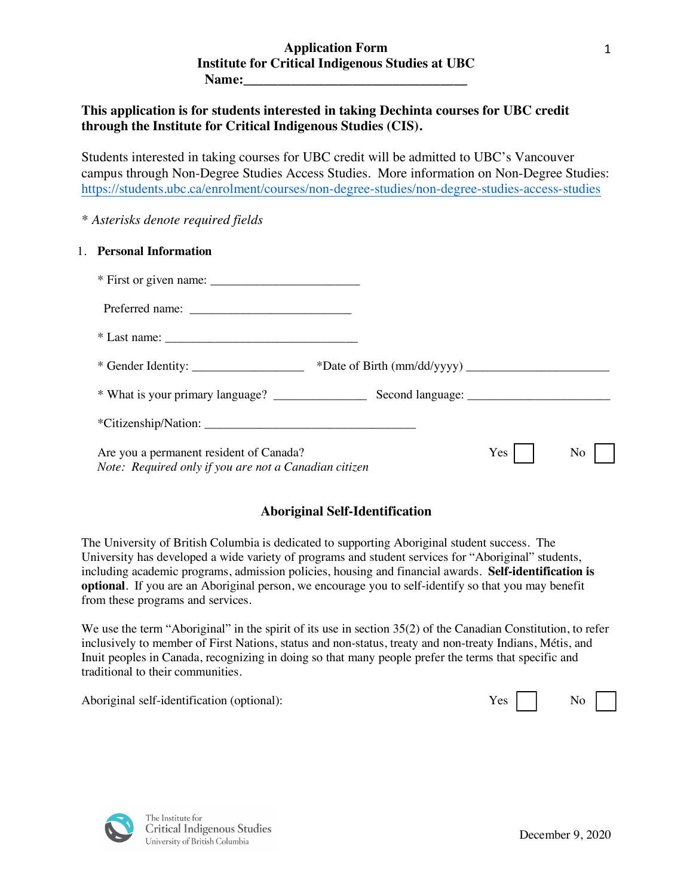# Application Form
## Institute for Critical Indigenous Studies at UBC
**Name:__________________________________**

**This application is for students interested in taking Dechinta courses for UBC credit through the Institute for Critical Indigenous Studies (CIS).**

Students interested in taking courses for UBC credit will be admitted to UBC's Vancouver campus through Non-Degree Studies Access Studies. More information on Non-Degree Studies: https://students.ubc.ca/enrolment/courses/non-degree-studies/non-degree-studies-access-studies

*\* Asterisks denote required fields*

1. **Personal Information**

* First or given name: ________________________

Preferred name: __________________________

* Last name: _______________________________

* Gender Identity: __________________ *Date of Birth (mm/dd/yyyy) _______________________

* What is your primary language? _______________ Second language: _______________________

*Citizenship/Nation: __________________________________

Are you a permanent resident of Canada? Yes ☐ No ☐
*Note: Required only if you are not a Canadian citizen*

## Aboriginal Self-Identification

The University of British Columbia is dedicated to supporting Aboriginal student success. The University has developed a wide variety of programs and student services for "Aboriginal" students, including academic programs, admission policies, housing and financial awards. **Self-identification is optional**. If you are an Aboriginal person, we encourage you to self-identify so that you may benefit from these programs and services.

We use the term "Aboriginal" in the spirit of its use in section 35(2) of the Canadian Constitution, to refer inclusively to member of First Nations, status and non-status, treaty and non-treaty Indians, Métis, and Inuit peoples in Canada, recognizing in doing so that many people prefer the terms that specific and traditional to their communities.

Aboriginal self-identification (optional): Yes ☐ No ☐

The Institute for Critical Indigenous Studies University of British Columbia

December 9, 2020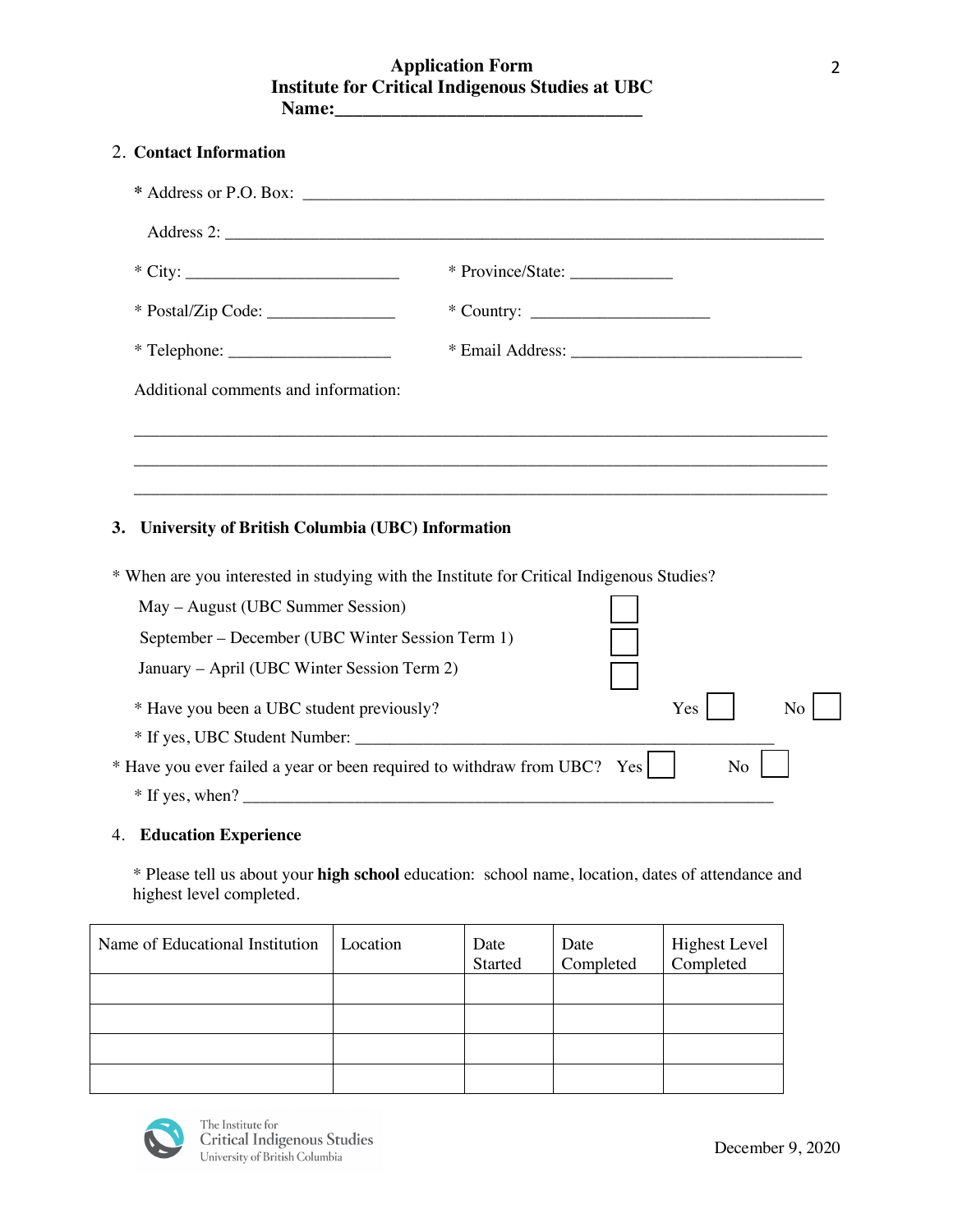**Application Form**
**Institute for Critical Indigenous Studies at UBC**
**Name:\_\_\_\_\_\_\_\_\_\_\_\_\_\_\_\_\_\_\_\_\_\_\_\_\_\_\_\_\_\_\_\_\_\_**

## 2. Contact Information

\* Address or P.O. Box: \_\_\_\_\_\_\_\_\_\_\_\_\_\_\_\_\_\_\_\_\_\_\_\_\_\_\_\_\_\_\_\_\_\_\_\_\_\_\_\_\_\_\_\_\_\_\_\_\_\_\_\_\_\_\_\_\_\_\_\_\_\_\_

Address 2: \_\_\_\_\_\_\_\_\_\_\_\_\_\_\_\_\_\_\_\_\_\_\_\_\_\_\_\_\_\_\_\_\_\_\_\_\_\_\_\_\_\_\_\_\_\_\_\_\_\_\_\_\_\_\_\_\_\_\_\_\_\_\_\_\_\_\_\_\_\_

\* City: \_\_\_\_\_\_\_\_\_\_\_\_\_\_\_\_\_\_\_\_\_\_\_\_\_\_ \* Province/State: \_\_\_\_\_\_\_\_\_\_\_\_

\* Postal/Zip Code: \_\_\_\_\_\_\_\_\_\_\_\_\_\_\_ \* Country: \_\_\_\_\_\_\_\_\_\_\_\_\_\_\_\_\_\_\_\_\_

\* Telephone: \_\_\_\_\_\_\_\_\_\_\_\_\_\_\_\_\_\_\_ \* Email Address: \_\_\_\_\_\_\_\_\_\_\_\_\_\_\_\_\_\_\_\_\_\_\_\_\_\_\_

Additional comments and information:

\_\_\_\_\_\_\_\_\_\_\_\_\_\_\_\_\_\_\_\_\_\_\_\_\_\_\_\_\_\_\_\_\_\_\_\_\_\_\_\_\_\_\_\_\_\_\_\_\_\_\_\_\_\_\_\_\_\_\_\_\_\_\_\_\_\_\_\_\_\_\_\_\_\_\_\_\_

\_\_\_\_\_\_\_\_\_\_\_\_\_\_\_\_\_\_\_\_\_\_\_\_\_\_\_\_\_\_\_\_\_\_\_\_\_\_\_\_\_\_\_\_\_\_\_\_\_\_\_\_\_\_\_\_\_\_\_\_\_\_\_\_\_\_\_\_\_\_\_\_\_\_\_\_\_

\_\_\_\_\_\_\_\_\_\_\_\_\_\_\_\_\_\_\_\_\_\_\_\_\_\_\_\_\_\_\_\_\_\_\_\_\_\_\_\_\_\_\_\_\_\_\_\_\_\_\_\_\_\_\_\_\_\_\_\_\_\_\_\_\_\_\_\_\_\_\_\_\_\_\_\_\_

## 3. University of British Columbia (UBC) Information

\* When are you interested in studying with the Institute for Critical Indigenous Studies?

- May – August (UBC Summer Session) ☐
- September – December (UBC Winter Session Term 1) ☐
- January – April (UBC Winter Session Term 2) ☐

\* Have you been a UBC student previously? Yes ☐ No ☐

\* If yes, UBC Student Number: \_\_\_\_\_\_\_\_\_\_\_\_\_\_\_\_\_\_\_\_\_\_\_\_\_\_\_\_\_\_\_\_\_\_\_\_\_\_\_\_\_\_\_\_\_\_\_\_\_\_

\* Have you ever failed a year or been required to withdraw from UBC? Yes ☐ No ☐

\* If yes, when? \_\_\_\_\_\_\_\_\_\_\_\_\_\_\_\_\_\_\_\_\_\_\_\_\_\_\_\_\_\_\_\_\_\_\_\_\_\_\_\_\_\_\_\_\_\_\_\_\_\_\_\_\_\_\_\_\_\_\_\_\_\_\_

## 4. Education Experience

\* Please tell us about your **high school** education: school name, location, dates of attendance and highest level completed.

| Name of Educational Institution | Location | Date Started | Date Completed | Highest Level Completed |
|---|---|---|---|---|
| | | | | |
| | | | | |
| | | | | |
| | | | | |

December 9, 2020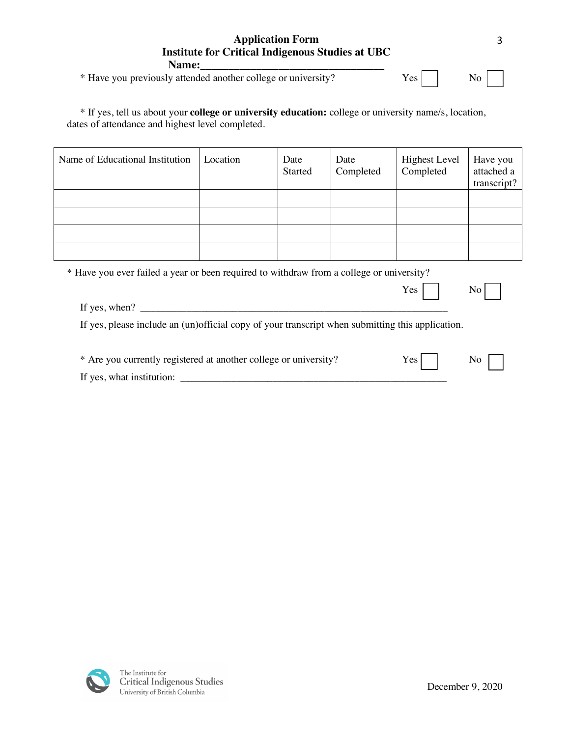**Application Form**
**Institute for Critical Indigenous Studies at UBC**
**Name:________________________________**

* Have you previously attended another college or university? Yes ☐ No ☐

* If yes, tell us about your **college or university education:** college or university name/s, location, dates of attendance and highest level completed.

| Name of Educational Institution | Location | Date Started | Date Completed | Highest Level Completed | Have you attached a transcript? |
|---|---|---|---|---|---|
| | | | | | |
| | | | | | |
| | | | | | |
| | | | | | |

* Have you ever failed a year or been required to withdraw from a college or university?

Yes ☐ No ☐

If yes, when? ____________________________________________________________

If yes, please include an (un)official copy of your transcript when submitting this application.

* Are you currently registered at another college or university? Yes ☐ No ☐

If yes, what institution: ____________________________________________________

December 9, 2020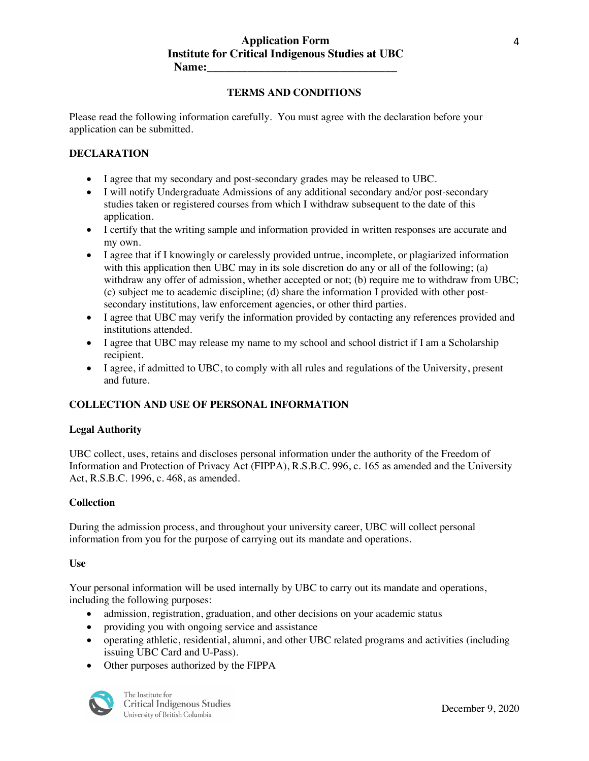**Application Form**
**Institute for Critical Indigenous Studies at UBC**
**Name:_________________________________**

## TERMS AND CONDITIONS

Please read the following information carefully. You must agree with the declaration before your application can be submitted.

### DECLARATION

- I agree that my secondary and post-secondary grades may be released to UBC.
- I will notify Undergraduate Admissions of any additional secondary and/or post-secondary studies taken or registered courses from which I withdraw subsequent to the date of this application.
- I certify that the writing sample and information provided in written responses are accurate and my own.
- I agree that if I knowingly or carelessly provided untrue, incomplete, or plagiarized information with this application then UBC may in its sole discretion do any or all of the following; (a) withdraw any offer of admission, whether accepted or not; (b) require me to withdraw from UBC; (c) subject me to academic discipline; (d) share the information I provided with other post-secondary institutions, law enforcement agencies, or other third parties.
- I agree that UBC may verify the information provided by contacting any references provided and institutions attended.
- I agree that UBC may release my name to my school and school district if I am a Scholarship recipient.
- I agree, if admitted to UBC, to comply with all rules and regulations of the University, present and future.

### COLLECTION AND USE OF PERSONAL INFORMATION

#### Legal Authority

UBC collect, uses, retains and discloses personal information under the authority of the Freedom of Information and Protection of Privacy Act (FIPPA), R.S.B.C. 996, c. 165 as amended and the University Act, R.S.B.C. 1996, c. 468, as amended.

#### Collection

During the admission process, and throughout your university career, UBC will collect personal information from you for the purpose of carrying out its mandate and operations.

#### Use

Your personal information will be used internally by UBC to carry out its mandate and operations, including the following purposes:

- admission, registration, graduation, and other decisions on your academic status
- providing you with ongoing service and assistance
- operating athletic, residential, alumni, and other UBC related programs and activities (including issuing UBC Card and U-Pass).
- Other purposes authorized by the FIPPA

December 9, 2020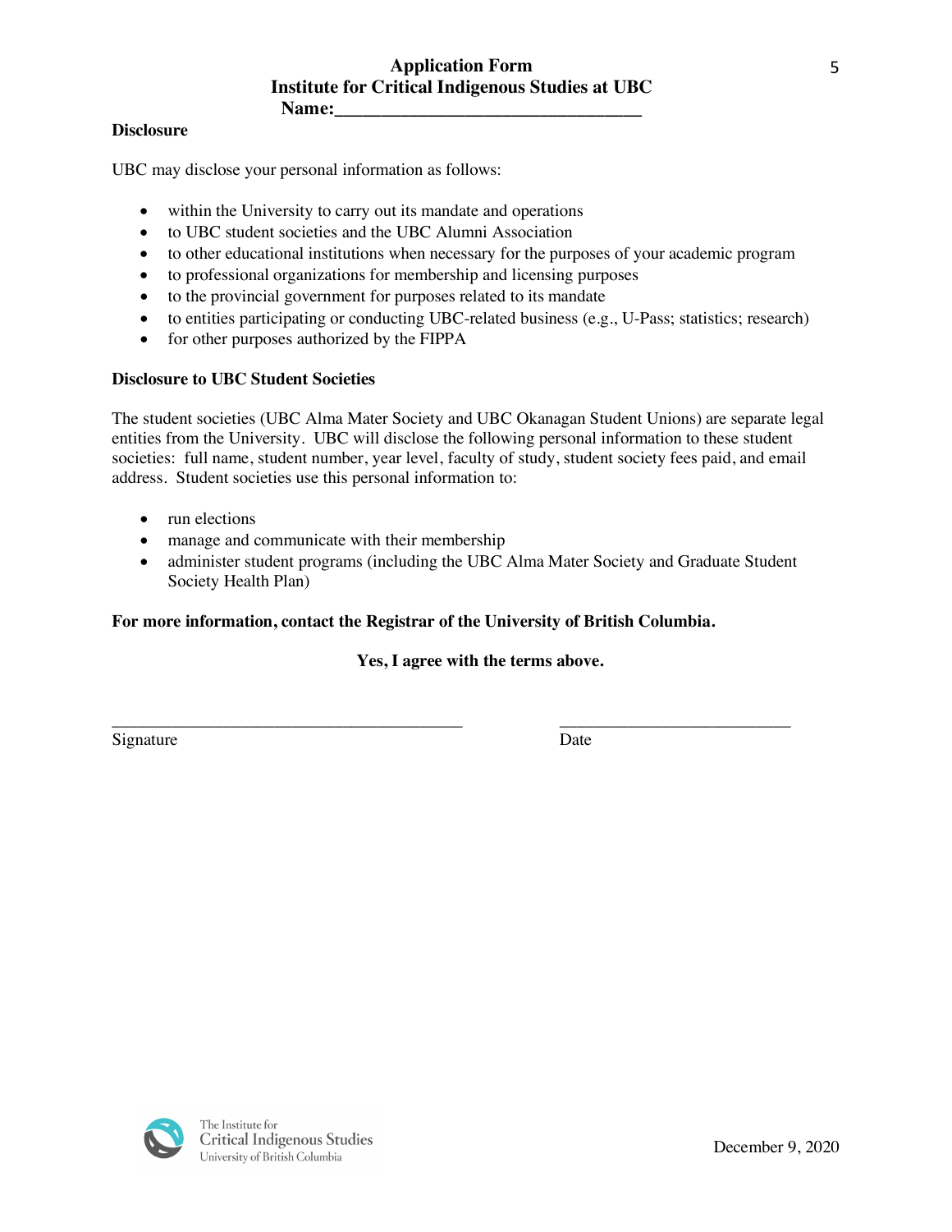**Application Form**
**Institute for Critical Indigenous Studies at UBC**
**Name:\_\_\_\_\_\_\_\_\_\_\_\_\_\_\_\_\_\_\_\_\_\_\_\_\_\_\_\_\_\_\_\_\_\_\_**

**Disclosure**

UBC may disclose your personal information as follows:

- within the University to carry out its mandate and operations
- to UBC student societies and the UBC Alumni Association
- to other educational institutions when necessary for the purposes of your academic program
- to professional organizations for membership and licensing purposes
- to the provincial government for purposes related to its mandate
- to entities participating or conducting UBC-related business (e.g., U-Pass; statistics; research)
- for other purposes authorized by the FIPPA

**Disclosure to UBC Student Societies**

The student societies (UBC Alma Mater Society and UBC Okanagan Student Unions) are separate legal entities from the University. UBC will disclose the following personal information to these student societies: full name, student number, year level, faculty of study, student society fees paid, and email address. Student societies use this personal information to:

- run elections
- manage and communicate with their membership
- administer student programs (including the UBC Alma Mater Society and Graduate Student Society Health Plan)

**For more information, contact the Registrar of the University of British Columbia.**

**Yes, I agree with the terms above.**

\_\_\_\_\_\_\_\_\_\_\_\_\_\_\_\_\_\_\_\_\_\_\_\_\_\_\_\_\_\_\_\_\_\_\_\_\_\_\_\_\_\_\_ \_\_\_\_\_\_\_\_\_\_\_\_\_\_\_\_\_\_\_\_\_\_\_\_\_\_\_\_\_

Signature Date

The Institute for Critical Indigenous Studies
University of British Columbia

December 9, 2020